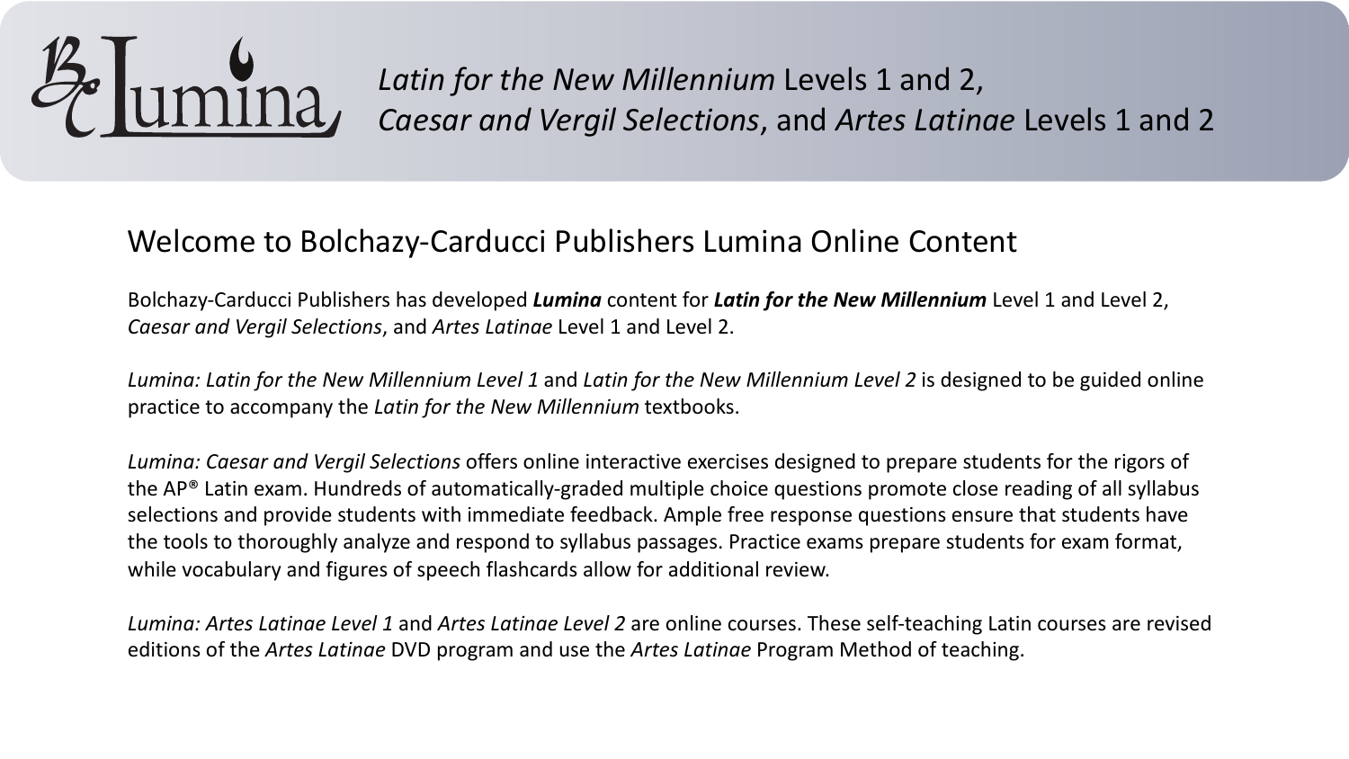BC Lumina

*Latin for the New Millennium* Levels 1 and 2,
*Caesar and Vergil Selections*, and *Artes Latinae* Levels 1 and 2

## Welcome to Bolchazy-Carducci Publishers Lumina Online Content

Bolchazy-Carducci Publishers has developed ***Lumina*** content for ***Latin for the New Millennium*** Level 1 and Level 2, *Caesar and Vergil Selections*, and *Artes Latinae* Level 1 and Level 2.

*Lumina: Latin for the New Millennium Level 1* and *Latin for the New Millennium Level 2* is designed to be guided online practice to accompany the *Latin for the New Millennium* textbooks.

*Lumina: Caesar and Vergil Selections* offers online interactive exercises designed to prepare students for the rigors of the AP® Latin exam. Hundreds of automatically-graded multiple choice questions promote close reading of all syllabus selections and provide students with immediate feedback. Ample free response questions ensure that students have the tools to thoroughly analyze and respond to syllabus passages. Practice exams prepare students for exam format, while vocabulary and figures of speech flashcards allow for additional review.

*Lumina: Artes Latinae Level 1* and *Artes Latinae Level 2* are online courses. These self-teaching Latin courses are revised editions of the *Artes Latinae* DVD program and use the *Artes Latinae* Program Method of teaching.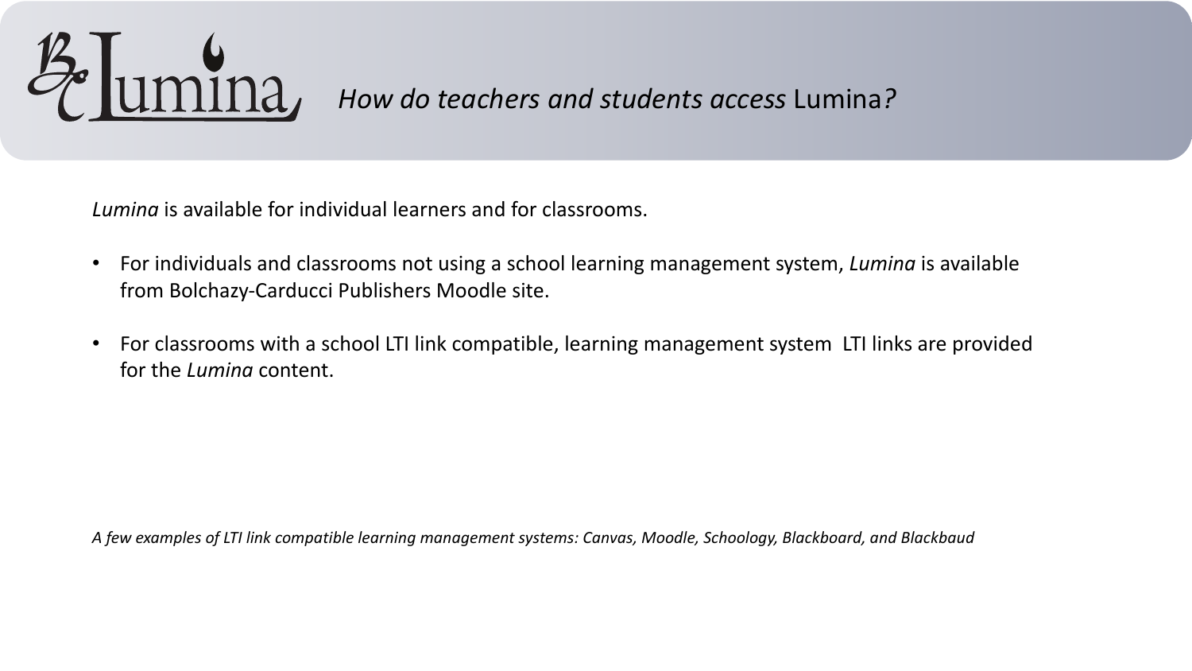# *How do teachers and students access* Lumina*?*

*Lumina* is available for individual learners and for classrooms.

- For individuals and classrooms not using a school learning management system, *Lumina* is available from Bolchazy-Carducci Publishers Moodle site.
- For classrooms with a school LTI link compatible, learning management system LTI links are provided for the *Lumina* content.

*A few examples of LTI link compatible learning management systems: Canvas, Moodle, Schoology, Blackboard, and Blackbaud*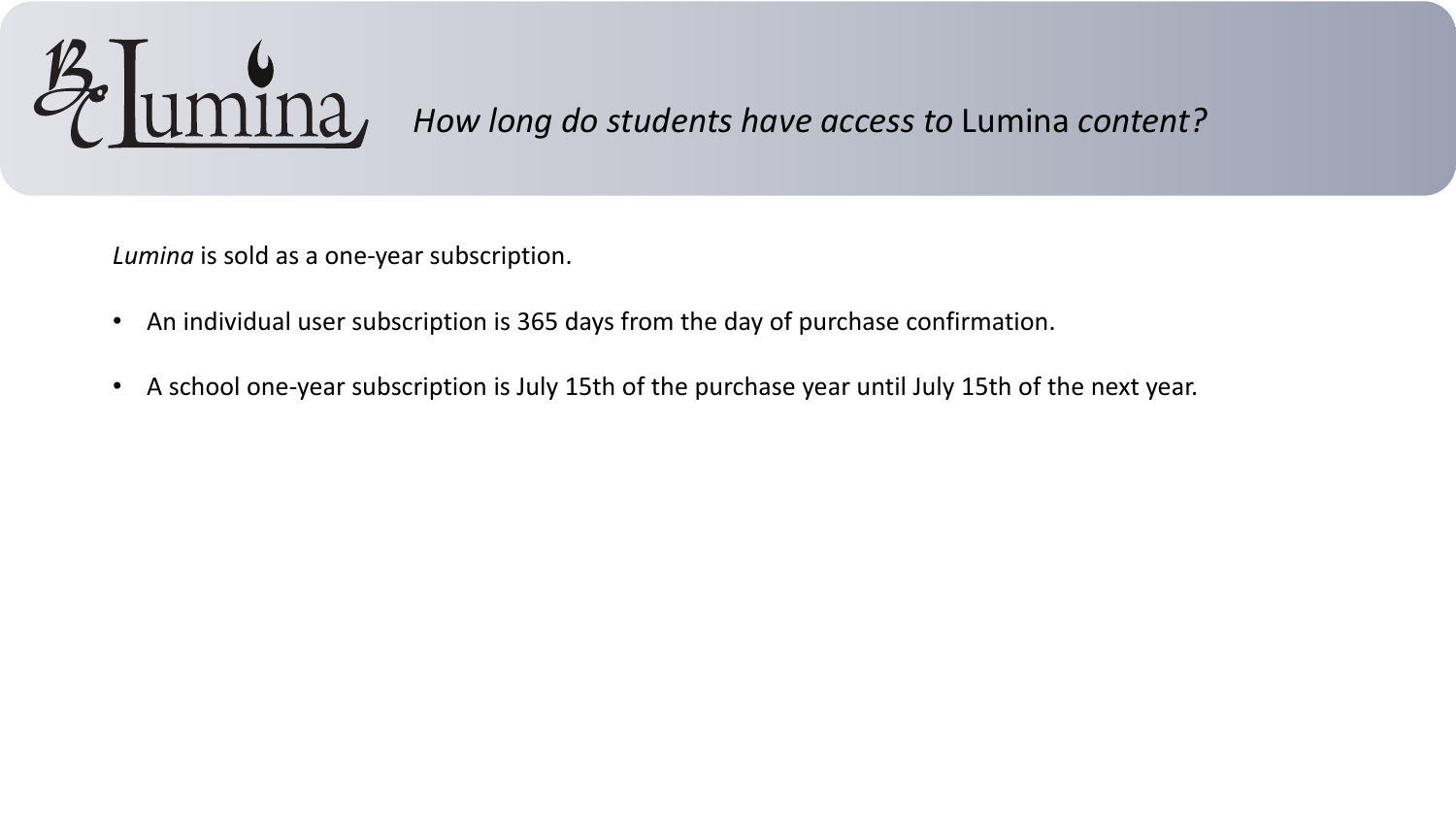## *How long do students have access to* Lumina *content?*

*Lumina* is sold as a one-year subscription.

- An individual user subscription is 365 days from the day of purchase confirmation.
- A school one-year subscription is July 15th of the purchase year until July 15th of the next year.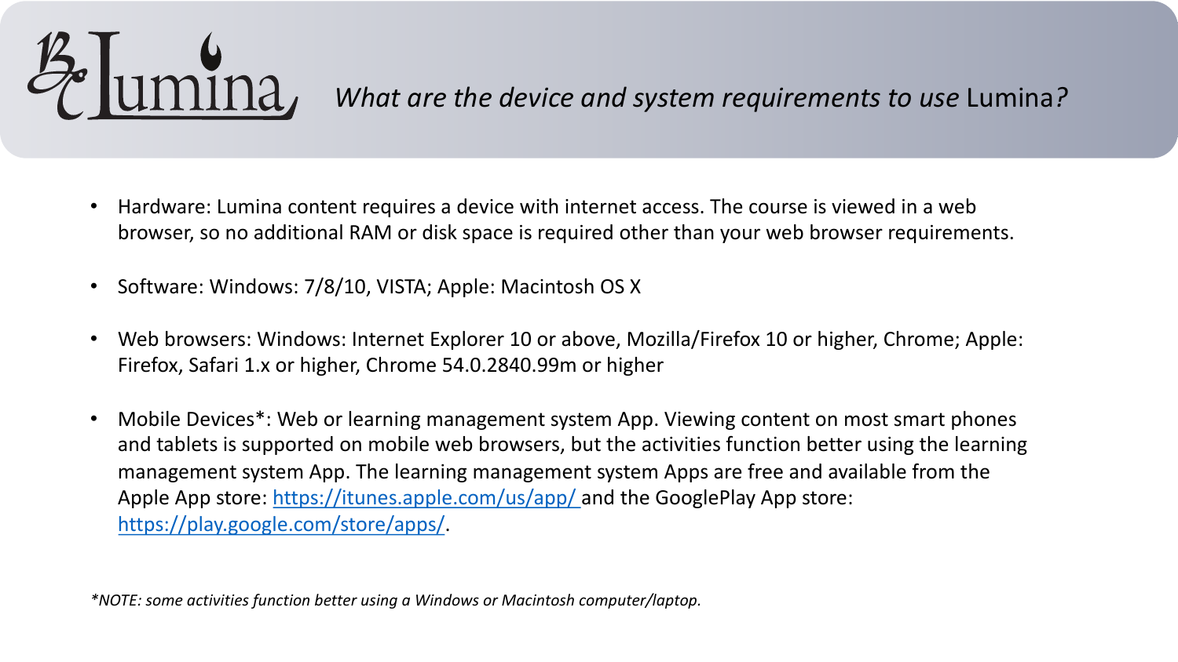# *What are the device and system requirements to use* Lumina?

- Hardware: Lumina content requires a device with internet access. The course is viewed in a web browser, so no additional RAM or disk space is required other than your web browser requirements.
- Software: Windows: 7/8/10, VISTA; Apple: Macintosh OS X
- Web browsers: Windows: Internet Explorer 10 or above, Mozilla/Firefox 10 or higher, Chrome; Apple: Firefox, Safari 1.x or higher, Chrome 54.0.2840.99m or higher
- Mobile Devices*: Web or learning management system App. Viewing content on most smart phones and tablets is supported on mobile web browsers, but the activities function better using the learning management system App. The learning management system Apps are free and available from the Apple App store: [https://itunes.apple.com/us/app/](https://itunes.apple.com/us/app/) and the GooglePlay App store: [https://play.google.com/store/apps/](https://play.google.com/store/apps/).

**NOTE: some activities function better using a Windows or Macintosh computer/laptop.*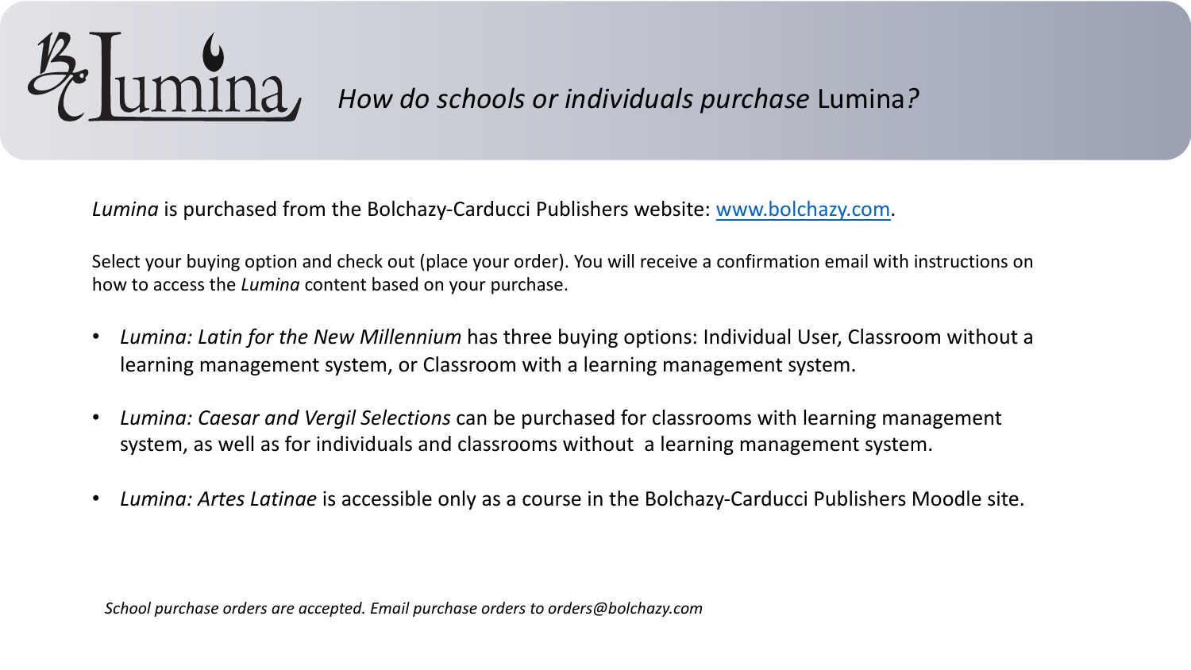# *How do schools or individuals purchase* Lumina*?*

*Lumina* is purchased from the Bolchazy-Carducci Publishers website: [www.bolchazy.com](http://www.bolchazy.com).

Select your buying option and check out (place your order). You will receive a confirmation email with instructions on how to access the *Lumina* content based on your purchase.

- *Lumina: Latin for the New Millennium* has three buying options: Individual User, Classroom without a learning management system, or Classroom with a learning management system.
- *Lumina: Caesar and Vergil Selections* can be purchased for classrooms with learning management system, as well as for individuals and classrooms without a learning management system.
- *Lumina: Artes Latinae* is accessible only as a course in the Bolchazy-Carducci Publishers Moodle site.

*School purchase orders are accepted. Email purchase orders to orders@bolchazy.com*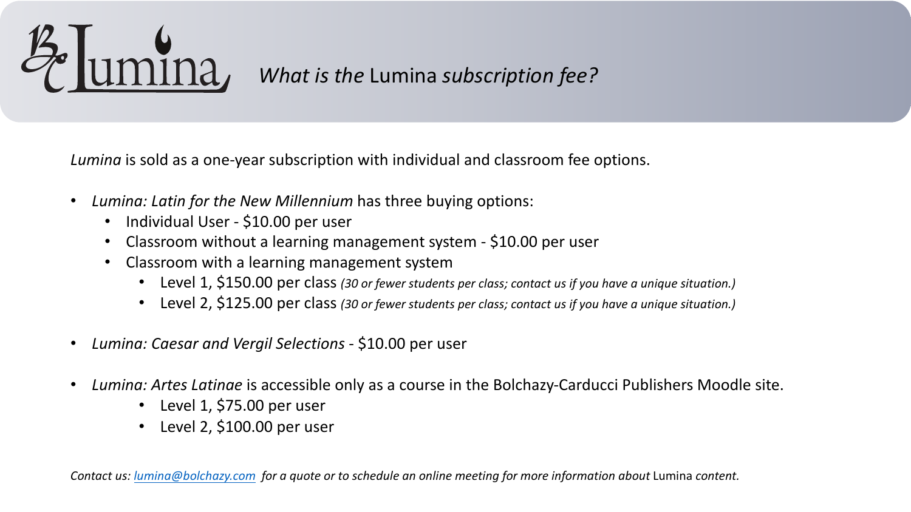# *What is the* Lumina *subscription fee?*

*Lumina* is sold as a one-year subscription with individual and classroom fee options.

- *Lumina: Latin for the New Millennium* has three buying options:
  - Individual User - $10.00 per user
  - Classroom without a learning management system - $10.00 per user
  - Classroom with a learning management system
    - Level 1, $150.00 per class *(30 or fewer students per class; contact us if you have a unique situation.)*
    - Level 2, $125.00 per class *(30 or fewer students per class; contact us if you have a unique situation.)*

- *Lumina: Caesar and Vergil Selections* - $10.00 per user

- *Lumina: Artes Latinae* is accessible only as a course in the Bolchazy-Carducci Publishers Moodle site.
  - Level 1, $75.00 per user
  - Level 2, $100.00 per user

*Contact us: lumina@bolchazy.com for a quote or to schedule an online meeting for more information about* Lumina *content.*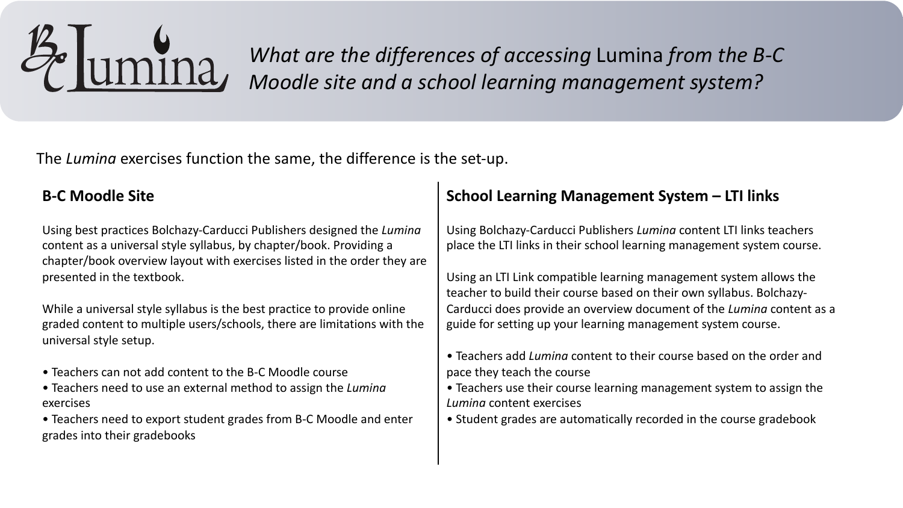# *What are the differences of accessing* Lumina *from the B-C Moodle site and a school learning management system?*

The *Lumina* exercises function the same, the difference is the set-up.

## B-C Moodle Site

Using best practices Bolchazy-Carducci Publishers designed the *Lumina* content as a universal style syllabus, by chapter/book. Providing a chapter/book overview layout with exercises listed in the order they are presented in the textbook.

While a universal style syllabus is the best practice to provide online graded content to multiple users/schools, there are limitations with the universal style setup.

- Teachers can not add content to the B-C Moodle course
- Teachers need to use an external method to assign the *Lumina* exercises
- Teachers need to export student grades from B-C Moodle and enter grades into their gradebooks

## School Learning Management System – LTI links

Using Bolchazy-Carducci Publishers *Lumina* content LTI links teachers place the LTI links in their school learning management system course.

Using an LTI Link compatible learning management system allows the teacher to build their course based on their own syllabus. Bolchazy-Carducci does provide an overview document of the *Lumina* content as a guide for setting up your learning management system course.

- Teachers add *Lumina* content to their course based on the order and pace they teach the course
- Teachers use their course learning management system to assign the *Lumina* content exercises
- Student grades are automatically recorded in the course gradebook